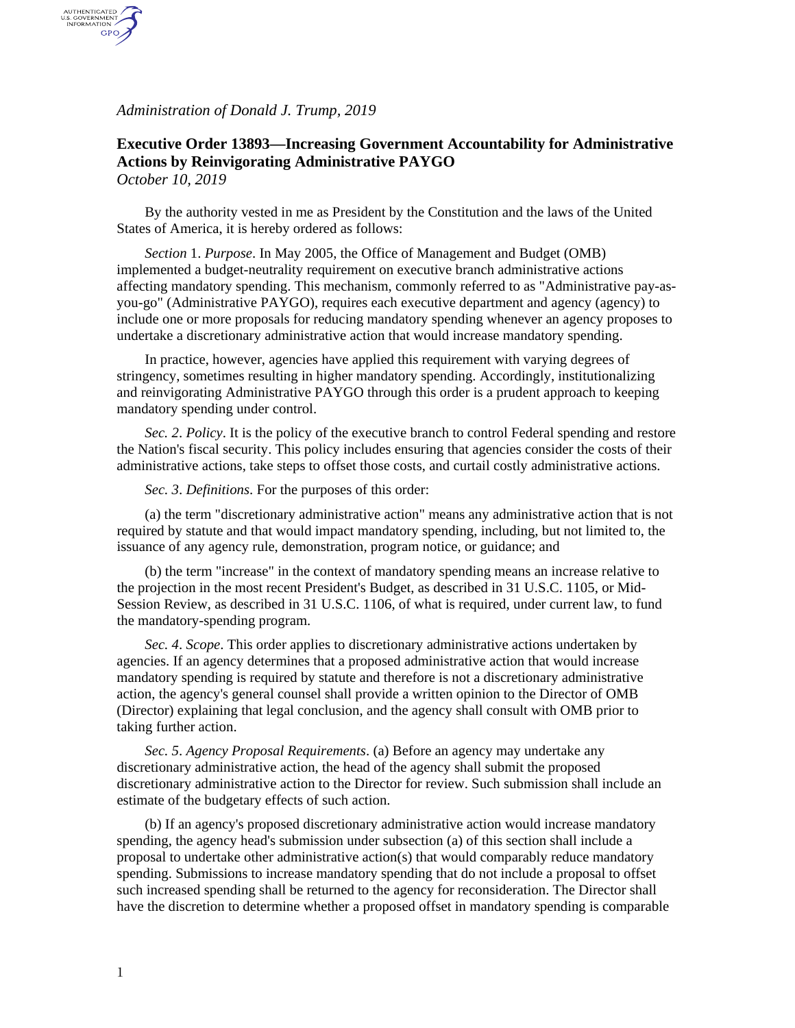*Administration of Donald J. Trump, 2019*

# Executive Order 13893—Increasing Government Accountability for Administrative Actions by Reinvigorating Administrative PAYGO

*October 10, 2019*

By the authority vested in me as President by the Constitution and the laws of the United States of America, it is hereby ordered as follows:

*Section* 1. *Purpose*. In May 2005, the Office of Management and Budget (OMB) implemented a budget-neutrality requirement on executive branch administrative actions affecting mandatory spending. This mechanism, commonly referred to as "Administrative pay-as-you-go" (Administrative PAYGO), requires each executive department and agency (agency) to include one or more proposals for reducing mandatory spending whenever an agency proposes to undertake a discretionary administrative action that would increase mandatory spending.

In practice, however, agencies have applied this requirement with varying degrees of stringency, sometimes resulting in higher mandatory spending. Accordingly, institutionalizing and reinvigorating Administrative PAYGO through this order is a prudent approach to keeping mandatory spending under control.

*Sec. 2*. *Policy*. It is the policy of the executive branch to control Federal spending and restore the Nation's fiscal security. This policy includes ensuring that agencies consider the costs of their administrative actions, take steps to offset those costs, and curtail costly administrative actions.

*Sec. 3*. *Definitions*. For the purposes of this order:

(a) the term "discretionary administrative action" means any administrative action that is not required by statute and that would impact mandatory spending, including, but not limited to, the issuance of any agency rule, demonstration, program notice, or guidance; and

(b) the term "increase" in the context of mandatory spending means an increase relative to the projection in the most recent President's Budget, as described in 31 U.S.C. 1105, or Mid-Session Review, as described in 31 U.S.C. 1106, of what is required, under current law, to fund the mandatory-spending program.

*Sec. 4*. *Scope*. This order applies to discretionary administrative actions undertaken by agencies. If an agency determines that a proposed administrative action that would increase mandatory spending is required by statute and therefore is not a discretionary administrative action, the agency's general counsel shall provide a written opinion to the Director of OMB (Director) explaining that legal conclusion, and the agency shall consult with OMB prior to taking further action.

*Sec. 5*. *Agency Proposal Requirements*. (a) Before an agency may undertake any discretionary administrative action, the head of the agency shall submit the proposed discretionary administrative action to the Director for review. Such submission shall include an estimate of the budgetary effects of such action.

(b) If an agency's proposed discretionary administrative action would increase mandatory spending, the agency head's submission under subsection (a) of this section shall include a proposal to undertake other administrative action(s) that would comparably reduce mandatory spending. Submissions to increase mandatory spending that do not include a proposal to offset such increased spending shall be returned to the agency for reconsideration. The Director shall have the discretion to determine whether a proposed offset in mandatory spending is comparable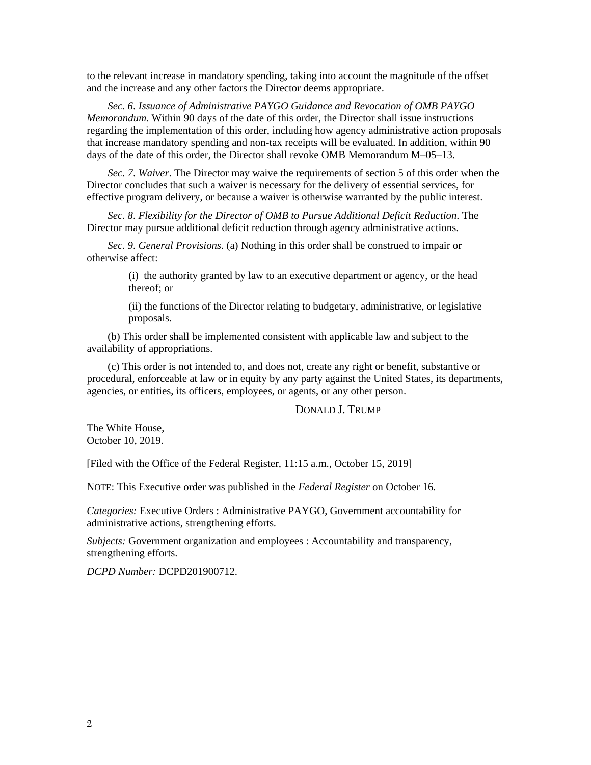to the relevant increase in mandatory spending, taking into account the magnitude of the offset and the increase and any other factors the Director deems appropriate.

*Sec. 6*. *Issuance of Administrative PAYGO Guidance and Revocation of OMB PAYGO Memorandum*. Within 90 days of the date of this order, the Director shall issue instructions regarding the implementation of this order, including how agency administrative action proposals that increase mandatory spending and non-tax receipts will be evaluated. In addition, within 90 days of the date of this order, the Director shall revoke OMB Memorandum M–05–13.

*Sec. 7*. *Waiver*. The Director may waive the requirements of section 5 of this order when the Director concludes that such a waiver is necessary for the delivery of essential services, for effective program delivery, or because a waiver is otherwise warranted by the public interest.

*Sec. 8*. *Flexibility for the Director of OMB to Pursue Additional Deficit Reduction*. The Director may pursue additional deficit reduction through agency administrative actions.

*Sec. 9*. *General Provisions*. (a) Nothing in this order shall be construed to impair or otherwise affect:

(i) the authority granted by law to an executive department or agency, or the head thereof; or

(ii) the functions of the Director relating to budgetary, administrative, or legislative proposals.

(b) This order shall be implemented consistent with applicable law and subject to the availability of appropriations.

(c) This order is not intended to, and does not, create any right or benefit, substantive or procedural, enforceable at law or in equity by any party against the United States, its departments, agencies, or entities, its officers, employees, or agents, or any other person.

DONALD J. TRUMP

The White House,
October 10, 2019.

[Filed with the Office of the Federal Register, 11:15 a.m., October 15, 2019]

NOTE: This Executive order was published in the *Federal Register* on October 16.

*Categories:* Executive Orders : Administrative PAYGO, Government accountability for administrative actions, strengthening efforts.

*Subjects:* Government organization and employees : Accountability and transparency, strengthening efforts.

*DCPD Number:* DCPD201900712.